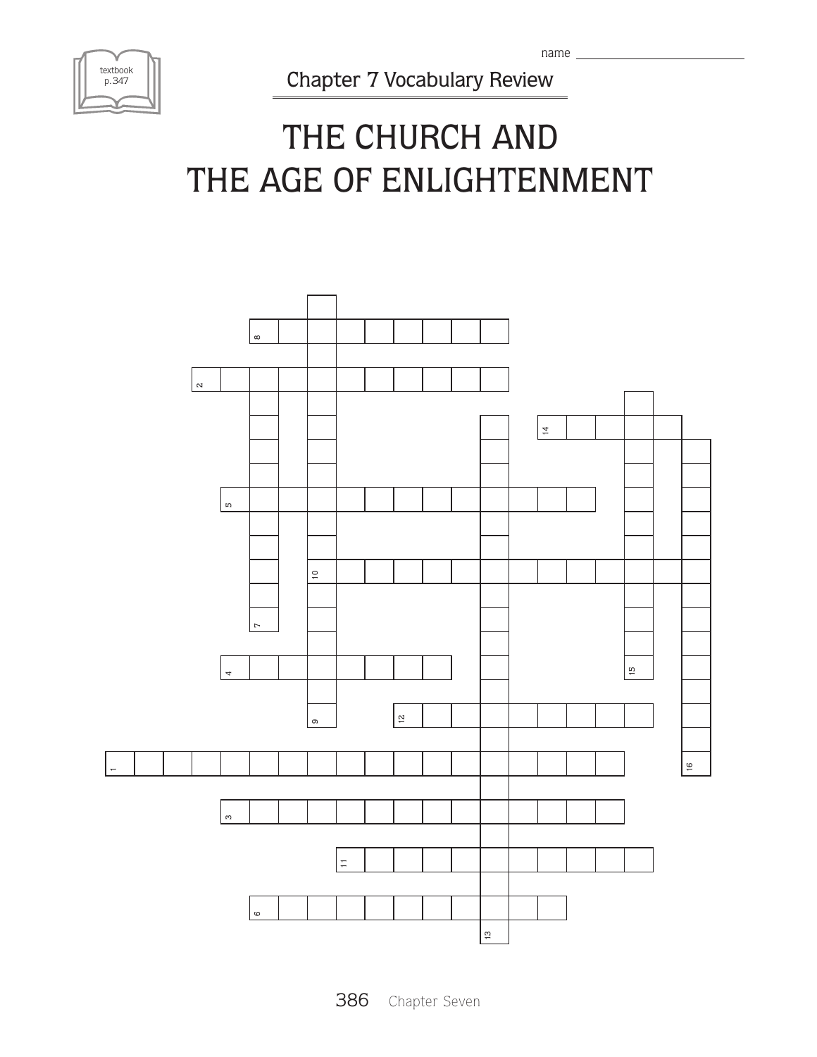textbook p.347

name ____________________

Chapter 7 Vocabulary Review

# THE CHURCH AND THE AGE OF ENLIGHTENMENT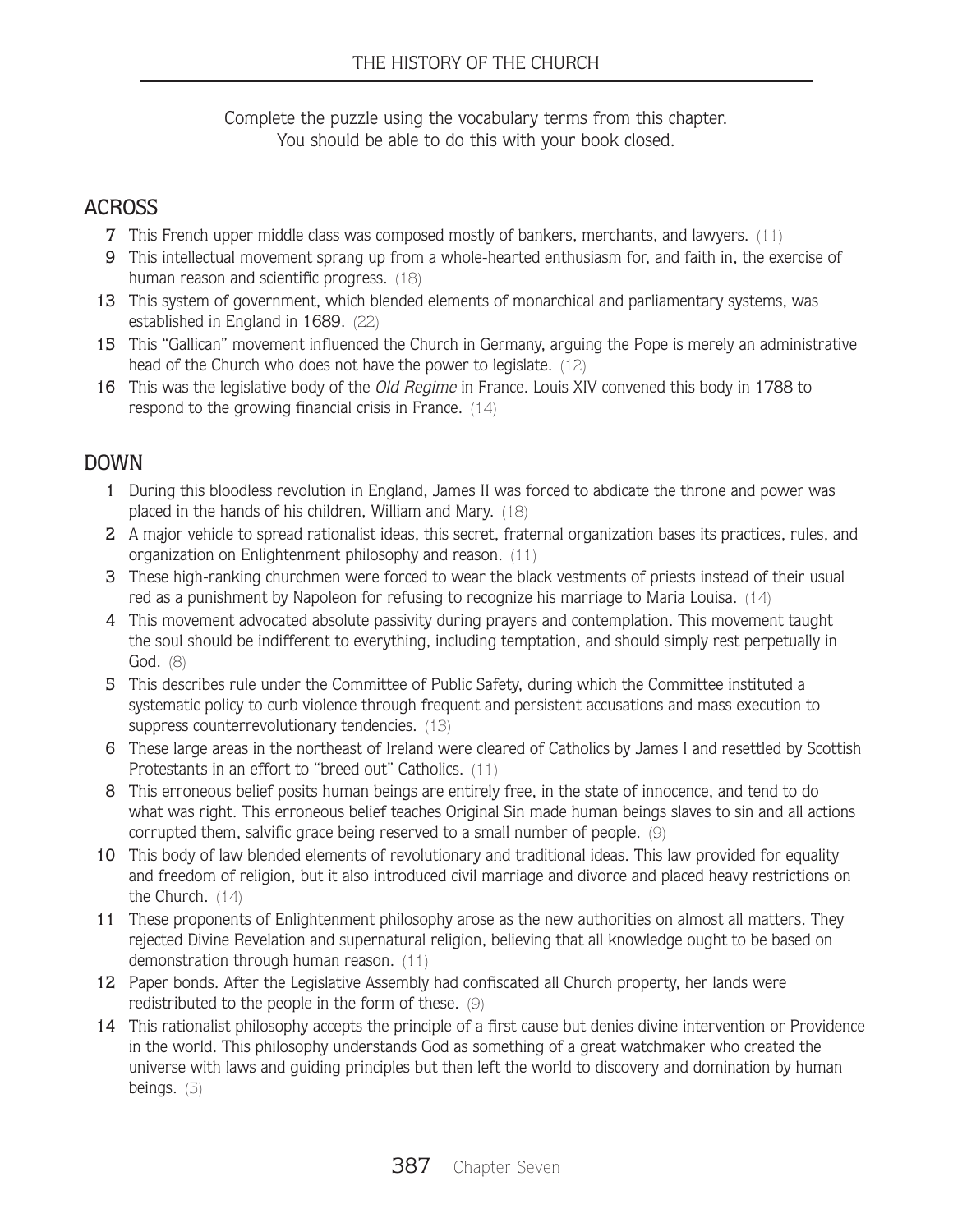Complete the puzzle using the vocabulary terms from this chapter.
You should be able to do this with your book closed.

## ACROSS

**7** This French upper middle class was composed mostly of bankers, merchants, and lawyers. (11)

**9** This intellectual movement sprang up from a whole-hearted enthusiasm for, and faith in, the exercise of human reason and scientific progress. (18)

**13** This system of government, which blended elements of monarchical and parliamentary systems, was established in England in 1689. (22)

**15** This "Gallican" movement influenced the Church in Germany, arguing the Pope is merely an administrative head of the Church who does not have the power to legislate. (12)

**16** This was the legislative body of the *Old Regime* in France. Louis XIV convened this body in 1788 to respond to the growing financial crisis in France. (14)

## DOWN

**1** During this bloodless revolution in England, James II was forced to abdicate the throne and power was placed in the hands of his children, William and Mary. (18)

**2** A major vehicle to spread rationalist ideas, this secret, fraternal organization bases its practices, rules, and organization on Enlightenment philosophy and reason. (11)

**3** These high-ranking churchmen were forced to wear the black vestments of priests instead of their usual red as a punishment by Napoleon for refusing to recognize his marriage to Maria Louisa. (14)

**4** This movement advocated absolute passivity during prayers and contemplation. This movement taught the soul should be indifferent to everything, including temptation, and should simply rest perpetually in God. (8)

**5** This describes rule under the Committee of Public Safety, during which the Committee instituted a systematic policy to curb violence through frequent and persistent accusations and mass execution to suppress counterrevolutionary tendencies. (13)

**6** These large areas in the northeast of Ireland were cleared of Catholics by James I and resettled by Scottish Protestants in an effort to "breed out" Catholics. (11)

**8** This erroneous belief posits human beings are entirely free, in the state of innocence, and tend to do what was right. This erroneous belief teaches Original Sin made human beings slaves to sin and all actions corrupted them, salvific grace being reserved to a small number of people. (9)

**10** This body of law blended elements of revolutionary and traditional ideas. This law provided for equality and freedom of religion, but it also introduced civil marriage and divorce and placed heavy restrictions on the Church. (14)

**11** These proponents of Enlightenment philosophy arose as the new authorities on almost all matters. They rejected Divine Revelation and supernatural religion, believing that all knowledge ought to be based on demonstration through human reason. (11)

**12** Paper bonds. After the Legislative Assembly had confiscated all Church property, her lands were redistributed to the people in the form of these. (9)

**14** This rationalist philosophy accepts the principle of a first cause but denies divine intervention or Providence in the world. This philosophy understands God as something of a great watchmaker who created the universe with laws and guiding principles but then left the world to discovery and domination by human beings. (5)